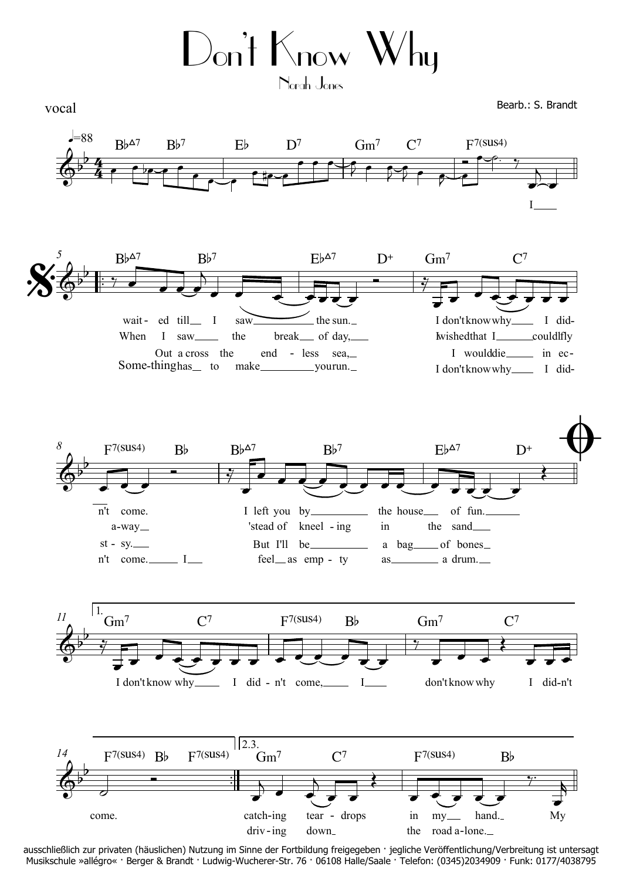# Don't Know Why

Norah Jones

vocal

Bearb.: S. Brandt

ausschließlich zur privaten (häuslichen) Nutzung im Sinne der Fortbildung freigegeben · jegliche Veröffentlichung/Verbreitung ist untersagt
Musikschule »allégro« · Berger & Brandt · Ludwig-Wucherer-Str. 76 · 06108 Halle/Saale · Telefon: (0345)2034909 · Funk: 0177/4038795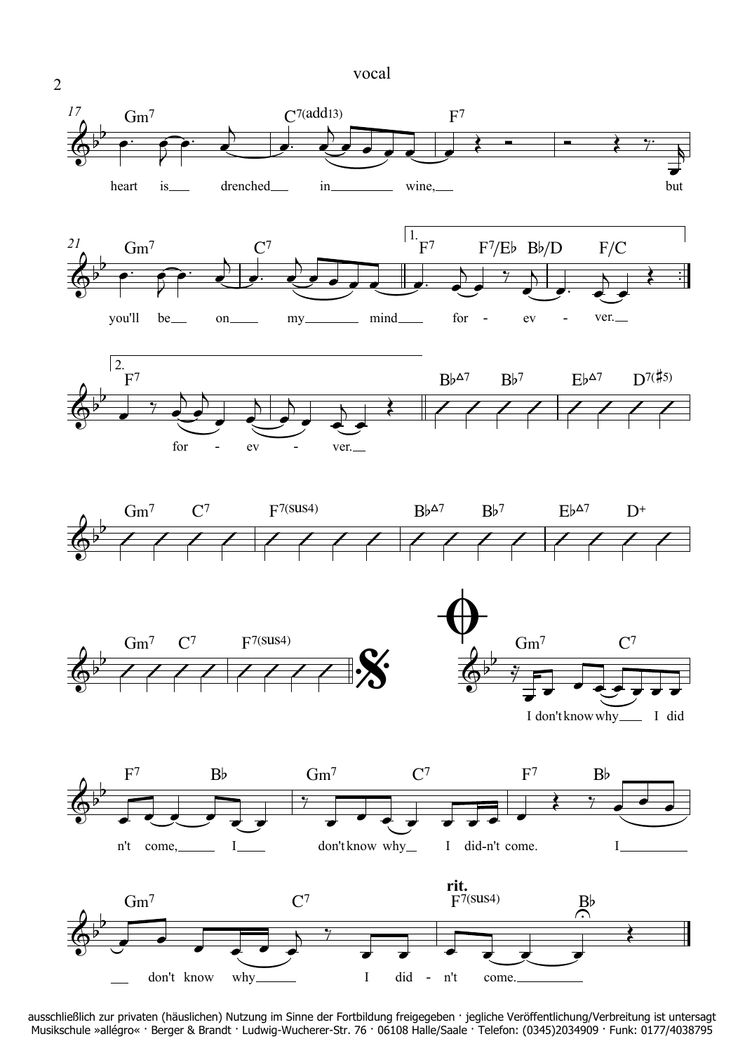vocal

Gm7 C7(add13) F7

heart is drenched in wine, but

Gm7 C7 1. F7 F7/E♭ B♭/D F/C

you'll be on my mind for - ev - ver.

2. F7 B♭Δ7 B♭7 E♭Δ7 D7(♯5)

for - ev - ver.

Gm7 C7 F7(sus4) B♭Δ7 B♭7 E♭Δ7 D+

Gm7 C7 F7(sus4)

Gm7 C7

I don't know why I did

F7 B♭ Gm7 C7 F7 B♭

n't come, I don't know why I did-n't come. I

rit.

Gm7 C7 F7(sus4) B♭

don't know why I did - n't come.

ausschließlich zur privaten (häuslichen) Nutzung im Sinne der Fortbildung freigegeben · jegliche Veröffentlichung/Verbreitung ist untersagt
Musikschule »allégro« · Berger & Brandt · Ludwig-Wucherer-Str. 76 · 06108 Halle/Saale · Telefon: (0345)2034909 · Funk: 0177/4038795